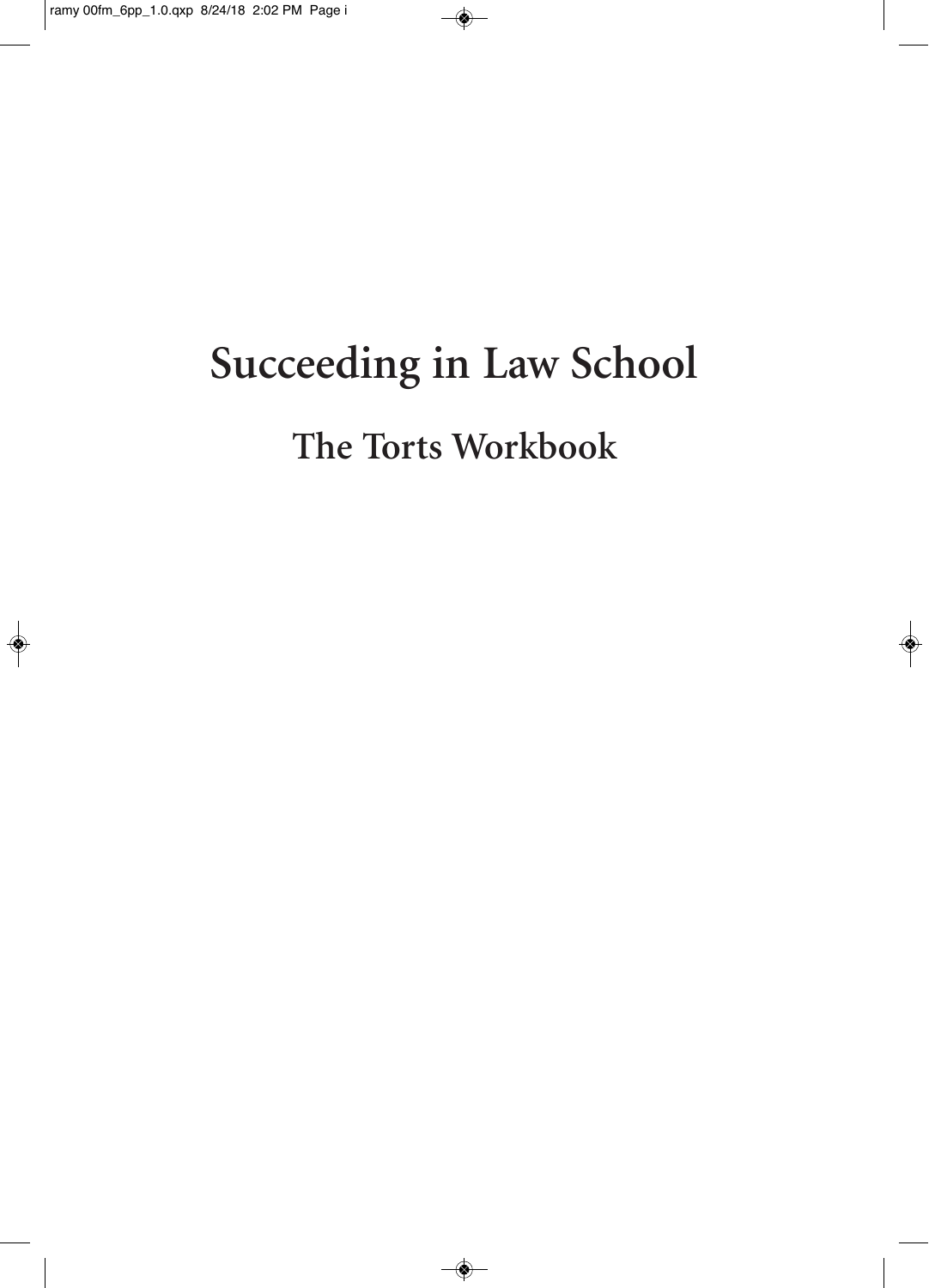# Succeeding in Law School

## The Torts Workbook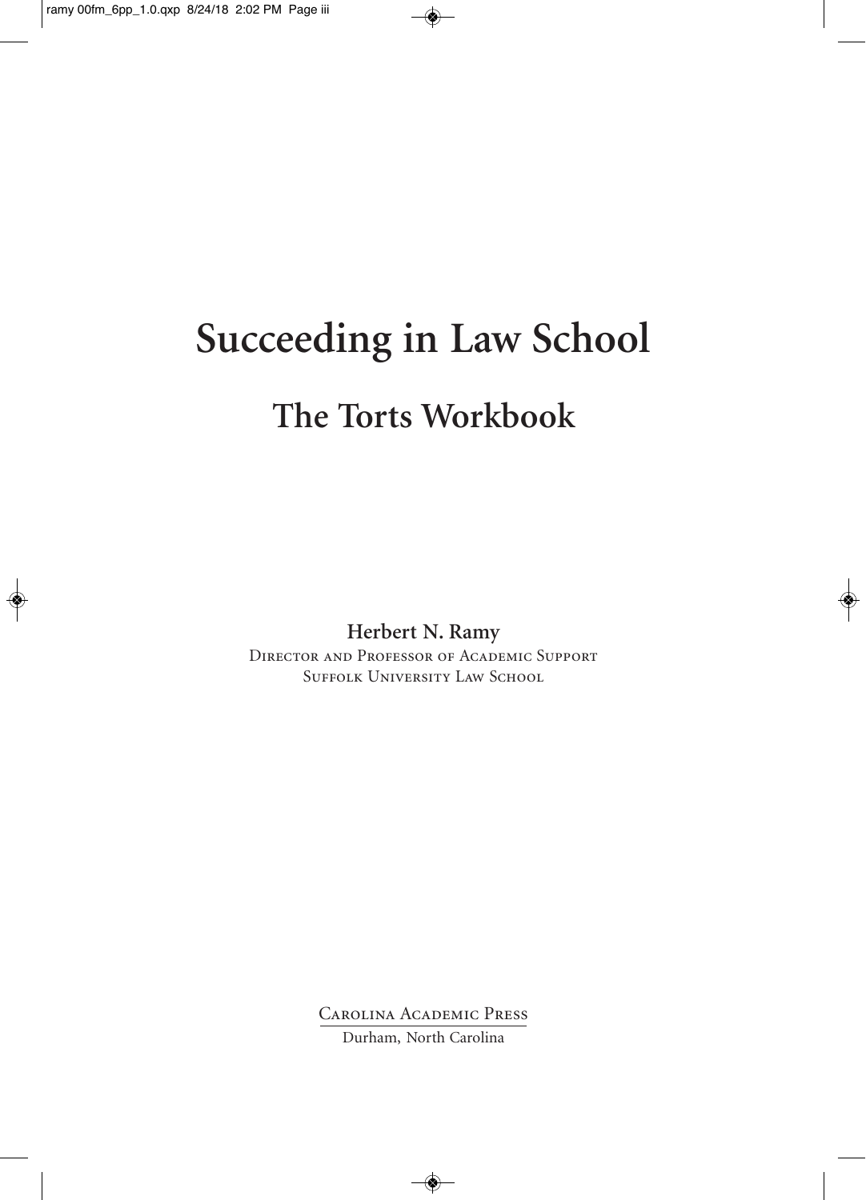# Succeeding in Law School

## The Torts Workbook

**Herbert N. Ramy**

Director and Professor of Academic Support

Suffolk University Law School

Carolina Academic Press

Durham, North Carolina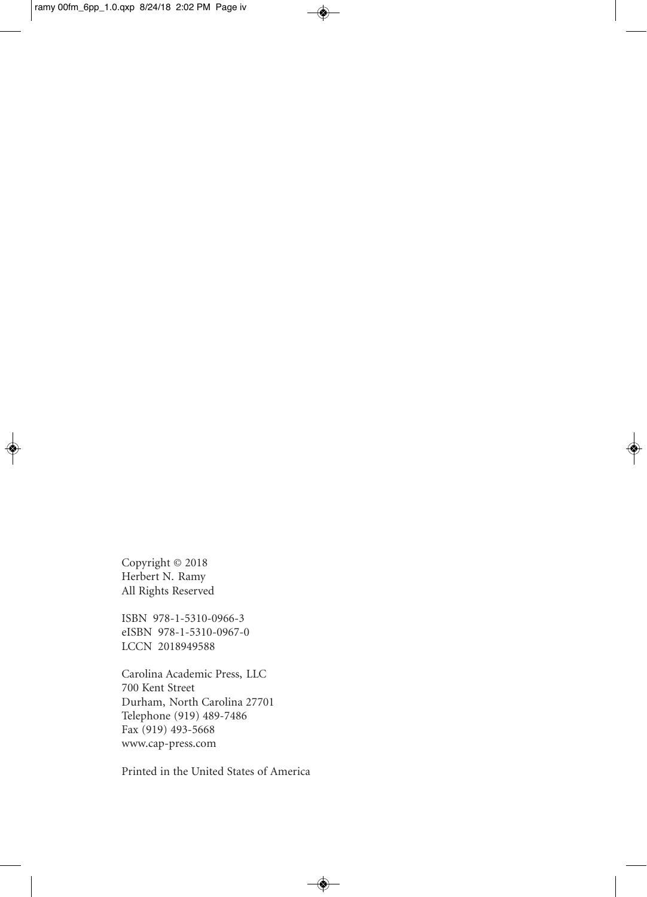Copyright © 2018
Herbert N. Ramy
All Rights Reserved

ISBN 978-1-5310-0966-3
eISBN 978-1-5310-0967-0
LCCN 2018949588

Carolina Academic Press, LLC
700 Kent Street
Durham, North Carolina 27701
Telephone (919) 489-7486
Fax (919) 493-5668
www.cap-press.com

Printed in the United States of America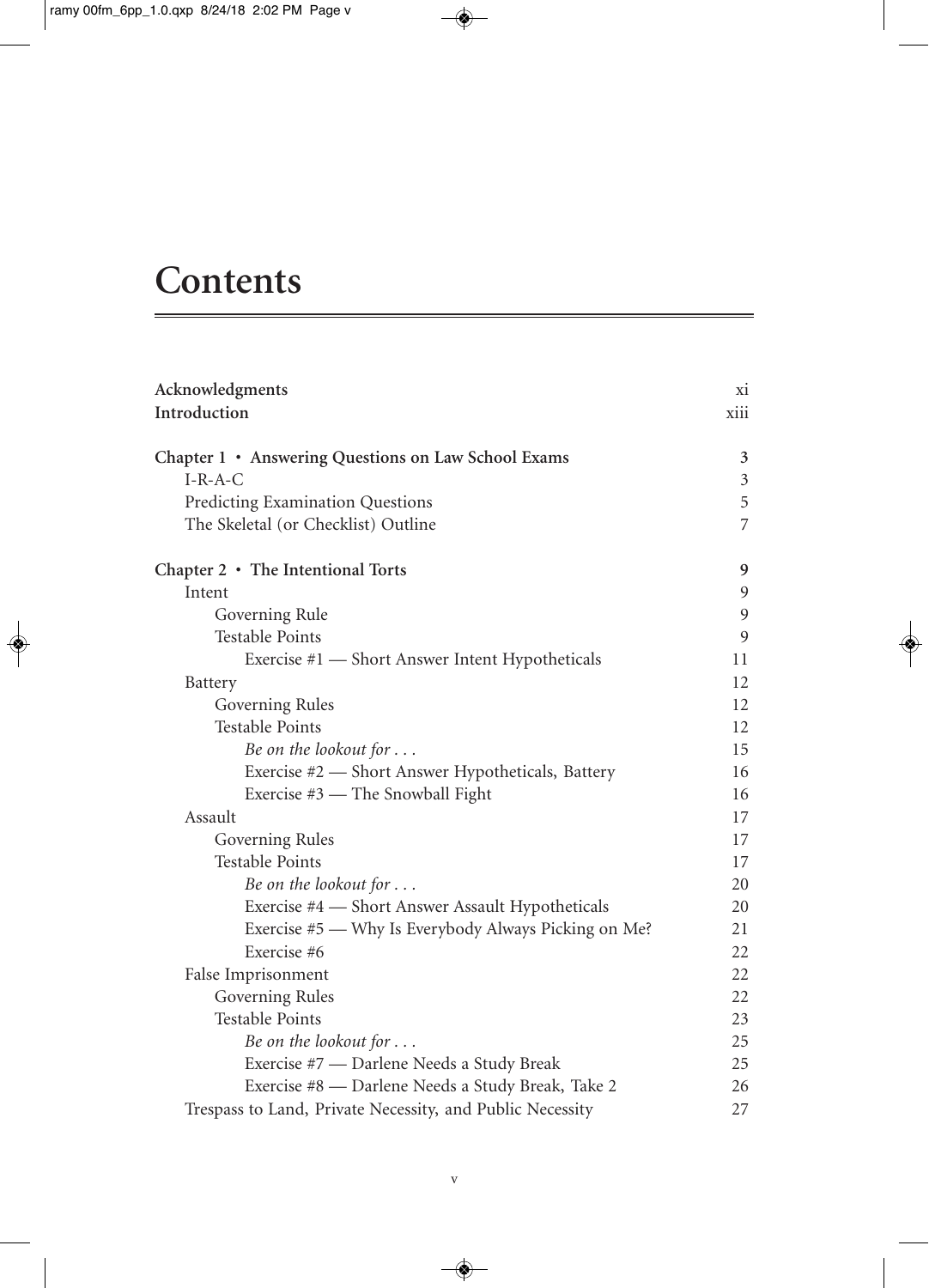# Contents

| | |
|---|---|
| **Acknowledgments** | xi |
| **Introduction** | xiii |
| | |
| **Chapter 1 • Answering Questions on Law School Exams** | **3** |
| I-R-A-C | 3 |
| Predicting Examination Questions | 5 |
| The Skeletal (or Checklist) Outline | 7 |
| | |
| **Chapter 2 • The Intentional Torts** | **9** |
| Intent | 9 |
| Governing Rule | 9 |
| Testable Points | 9 |
| Exercise #1 — Short Answer Intent Hypotheticals | 11 |
| Battery | 12 |
| Governing Rules | 12 |
| Testable Points | 12 |
| *Be on the lookout for . . .* | 15 |
| Exercise #2 — Short Answer Hypotheticals, Battery | 16 |
| Exercise #3 — The Snowball Fight | 16 |
| Assault | 17 |
| Governing Rules | 17 |
| Testable Points | 17 |
| *Be on the lookout for . . .* | 20 |
| Exercise #4 — Short Answer Assault Hypotheticals | 20 |
| Exercise #5 — Why Is Everybody Always Picking on Me? | 21 |
| Exercise #6 | 22 |
| False Imprisonment | 22 |
| Governing Rules | 22 |
| Testable Points | 23 |
| *Be on the lookout for . . .* | 25 |
| Exercise #7 — Darlene Needs a Study Break | 25 |
| Exercise #8 — Darlene Needs a Study Break, Take 2 | 26 |
| Trespass to Land, Private Necessity, and Public Necessity | 27 |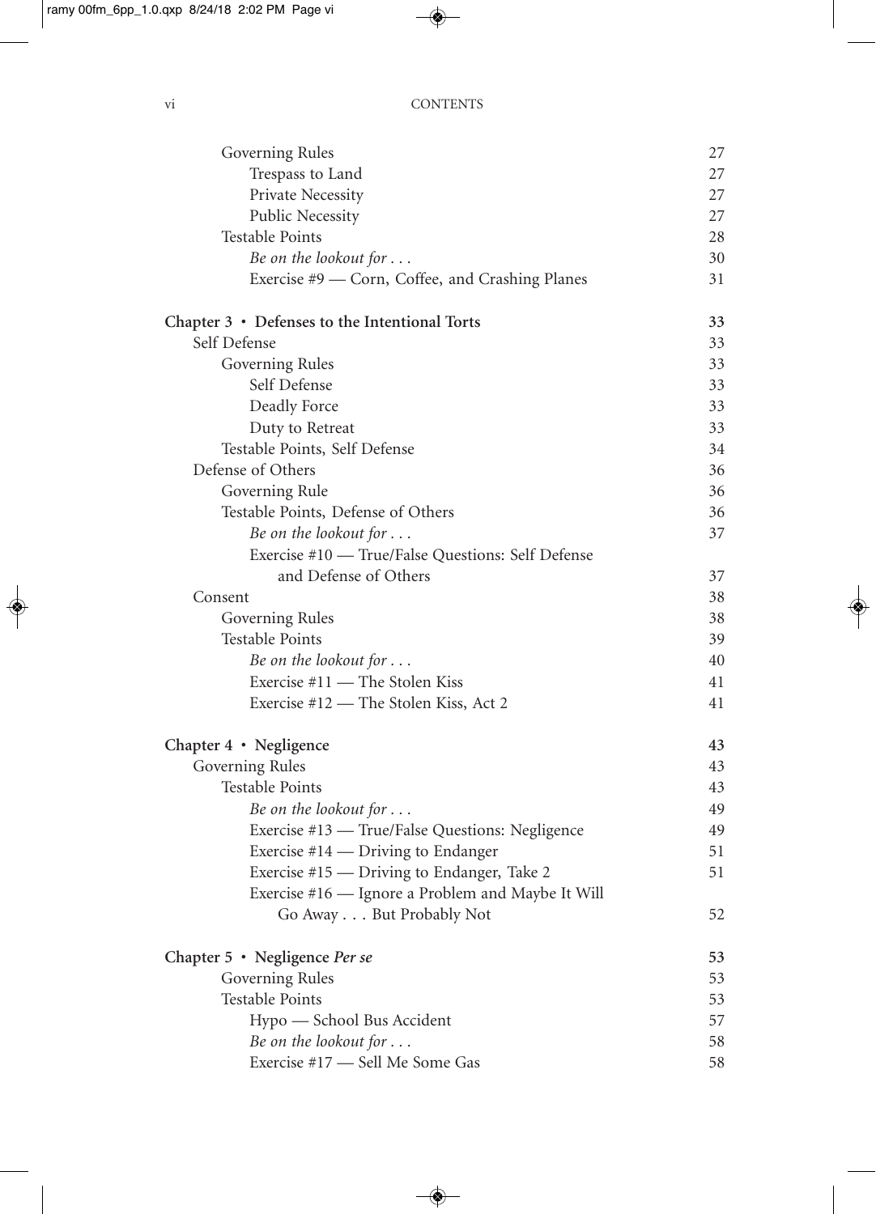Governing Rules 27
Trespass to Land 27
Private Necessity 27
Public Necessity 27
Testable Points 28
*Be on the lookout for . . .* 30
Exercise #9 — Corn, Coffee, and Crashing Planes 31

**Chapter 3 • Defenses to the Intentional Torts 33**
Self Defense 33
Governing Rules 33
Self Defense 33
Deadly Force 33
Duty to Retreat 33
Testable Points, Self Defense 34
Defense of Others 36
Governing Rule 36
Testable Points, Defense of Others 36
*Be on the lookout for . . .* 37
Exercise #10 — True/False Questions: Self Defense and Defense of Others 37
Consent 38
Governing Rules 38
Testable Points 39
*Be on the lookout for . . .* 40
Exercise #11 — The Stolen Kiss 41
Exercise #12 — The Stolen Kiss, Act 2 41

**Chapter 4 • Negligence 43**
Governing Rules 43
Testable Points 43
*Be on the lookout for . . .* 49
Exercise #13 — True/False Questions: Negligence 49
Exercise #14 — Driving to Endanger 51
Exercise #15 — Driving to Endanger, Take 2 51
Exercise #16 — Ignore a Problem and Maybe It Will Go Away . . . But Probably Not 52

**Chapter 5 • Negligence *Per se* 53**
Governing Rules 53
Testable Points 53
Hypo — School Bus Accident 57
*Be on the lookout for . . .* 58
Exercise #17 — Sell Me Some Gas 58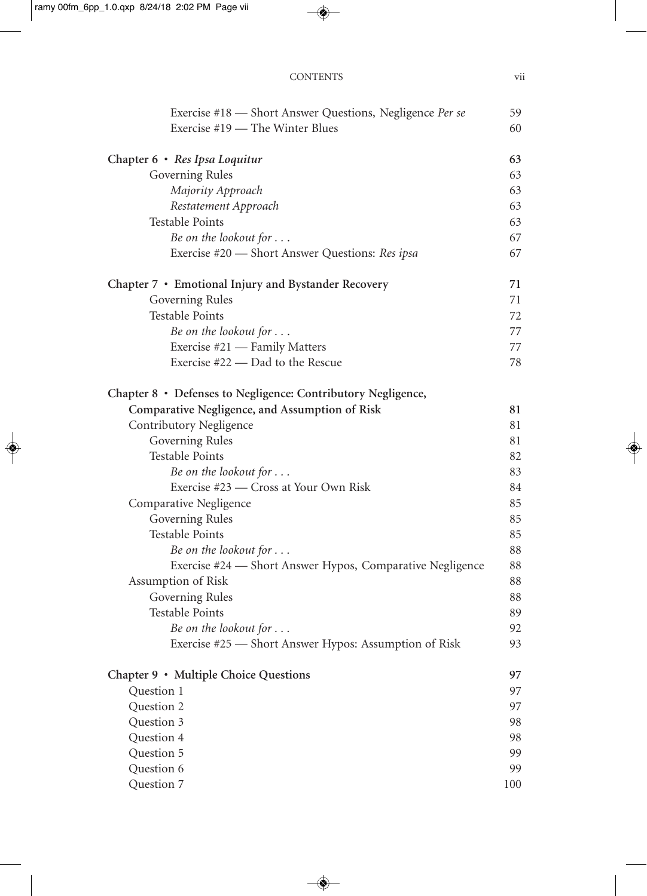CONTENTS

Exercise #18 — Short Answer Questions, Negligence *Per se* 59
Exercise #19 — The Winter Blues 60

**Chapter 6 • *Res Ipsa Loquitur*** **63**
Governing Rules 63
*Majority Approach* 63
*Restatement Approach* 63
Testable Points 63
*Be on the lookout for . . .* 67
Exercise #20 — Short Answer Questions: *Res ipsa* 67

**Chapter 7 • Emotional Injury and Bystander Recovery** **71**
Governing Rules 71
Testable Points 72
*Be on the lookout for . . .* 77
Exercise #21 — Family Matters 77
Exercise #22 — Dad to the Rescue 78

**Chapter 8 • Defenses to Negligence: Contributory Negligence, Comparative Negligence, and Assumption of Risk** **81**
Contributory Negligence 81
Governing Rules 81
Testable Points 82
*Be on the lookout for . . .* 83
Exercise #23 — Cross at Your Own Risk 84
Comparative Negligence 85
Governing Rules 85
Testable Points 85
*Be on the lookout for . . .* 88
Exercise #24 — Short Answer Hypos, Comparative Negligence 88
Assumption of Risk 88
Governing Rules 88
Testable Points 89
*Be on the lookout for . . .* 92
Exercise #25 — Short Answer Hypos: Assumption of Risk 93

**Chapter 9 • Multiple Choice Questions** **97**
Question 1 97
Question 2 97
Question 3 98
Question 4 98
Question 5 99
Question 6 99
Question 7 100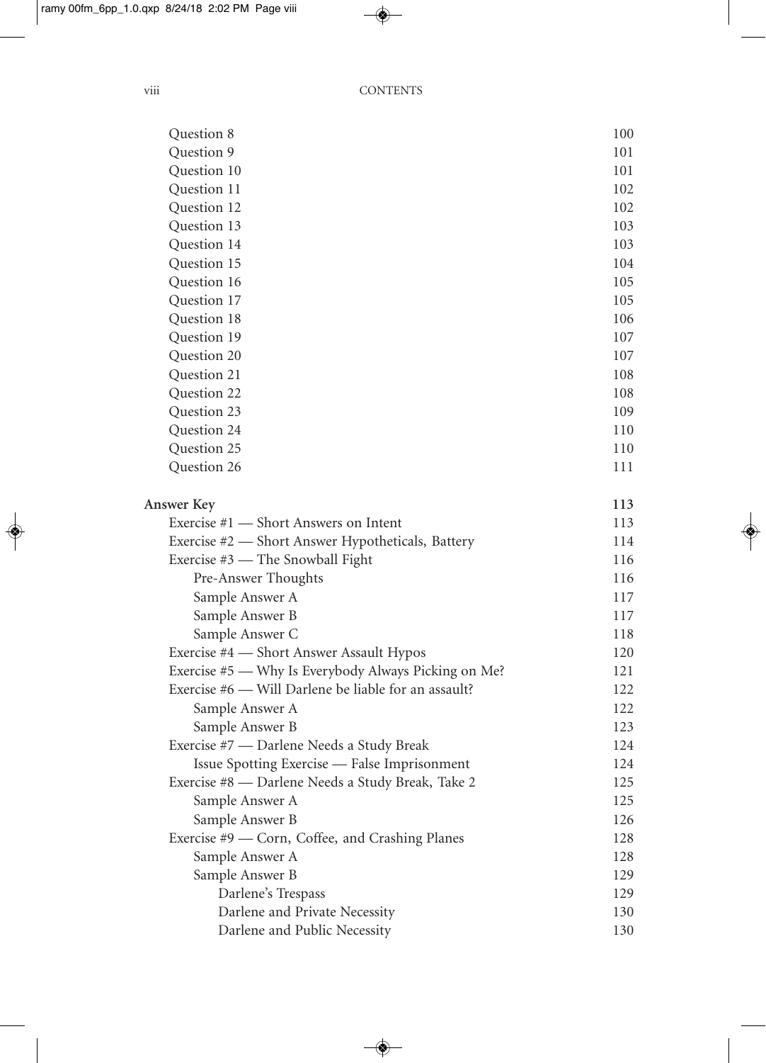| | |
|---|---|
| Question 8 | 100 |
| Question 9 | 101 |
| Question 10 | 101 |
| Question 11 | 102 |
| Question 12 | 102 |
| Question 13 | 103 |
| Question 14 | 103 |
| Question 15 | 104 |
| Question 16 | 105 |
| Question 17 | 105 |
| Question 18 | 106 |
| Question 19 | 107 |
| Question 20 | 107 |
| Question 21 | 108 |
| Question 22 | 108 |
| Question 23 | 109 |
| Question 24 | 110 |
| Question 25 | 110 |
| Question 26 | 111 |
| **Answer Key** | **113** |
| Exercise #1 — Short Answers on Intent | 113 |
| Exercise #2 — Short Answer Hypotheticals, Battery | 114 |
| Exercise #3 — The Snowball Fight | 116 |
| Pre-Answer Thoughts | 116 |
| Sample Answer A | 117 |
| Sample Answer B | 117 |
| Sample Answer C | 118 |
| Exercise #4 — Short Answer Assault Hypos | 120 |
| Exercise #5 — Why Is Everybody Always Picking on Me? | 121 |
| Exercise #6 — Will Darlene be liable for an assault? | 122 |
| Sample Answer A | 122 |
| Sample Answer B | 123 |
| Exercise #7 — Darlene Needs a Study Break | 124 |
| Issue Spotting Exercise — False Imprisonment | 124 |
| Exercise #8 — Darlene Needs a Study Break, Take 2 | 125 |
| Sample Answer A | 125 |
| Sample Answer B | 126 |
| Exercise #9 — Corn, Coffee, and Crashing Planes | 128 |
| Sample Answer A | 128 |
| Sample Answer B | 129 |
| Darlene's Trespass | 129 |
| Darlene and Private Necessity | 130 |
| Darlene and Public Necessity | 130 |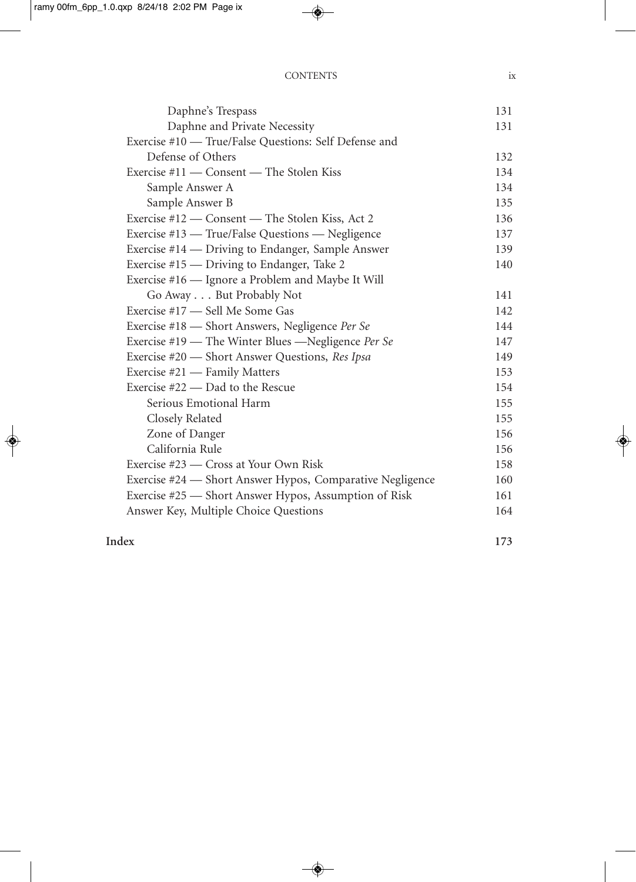Daphne's Trespass 131

Daphne and Private Necessity 131

Exercise #10 — True/False Questions: Self Defense and Defense of Others 132

Exercise #11 — Consent — The Stolen Kiss 134

Sample Answer A 134

Sample Answer B 135

Exercise #12 — Consent — The Stolen Kiss, Act 2 136

Exercise #13 — True/False Questions — Negligence 137

Exercise #14 — Driving to Endanger, Sample Answer 139

Exercise #15 — Driving to Endanger, Take 2 140

Exercise #16 — Ignore a Problem and Maybe It Will Go Away . . . But Probably Not 141

Exercise #17 — Sell Me Some Gas 142

Exercise #18 — Short Answers, Negligence *Per Se* 144

Exercise #19 — The Winter Blues —Negligence *Per Se* 147

Exercise #20 — Short Answer Questions, *Res Ipsa* 149

Exercise #21 — Family Matters 153

Exercise #22 — Dad to the Rescue 154

Serious Emotional Harm 155

Closely Related 155

Zone of Danger 156

California Rule 156

Exercise #23 — Cross at Your Own Risk 158

Exercise #24 — Short Answer Hypos, Comparative Negligence 160

Exercise #25 — Short Answer Hypos, Assumption of Risk 161

Answer Key, Multiple Choice Questions 164

**Index** **173**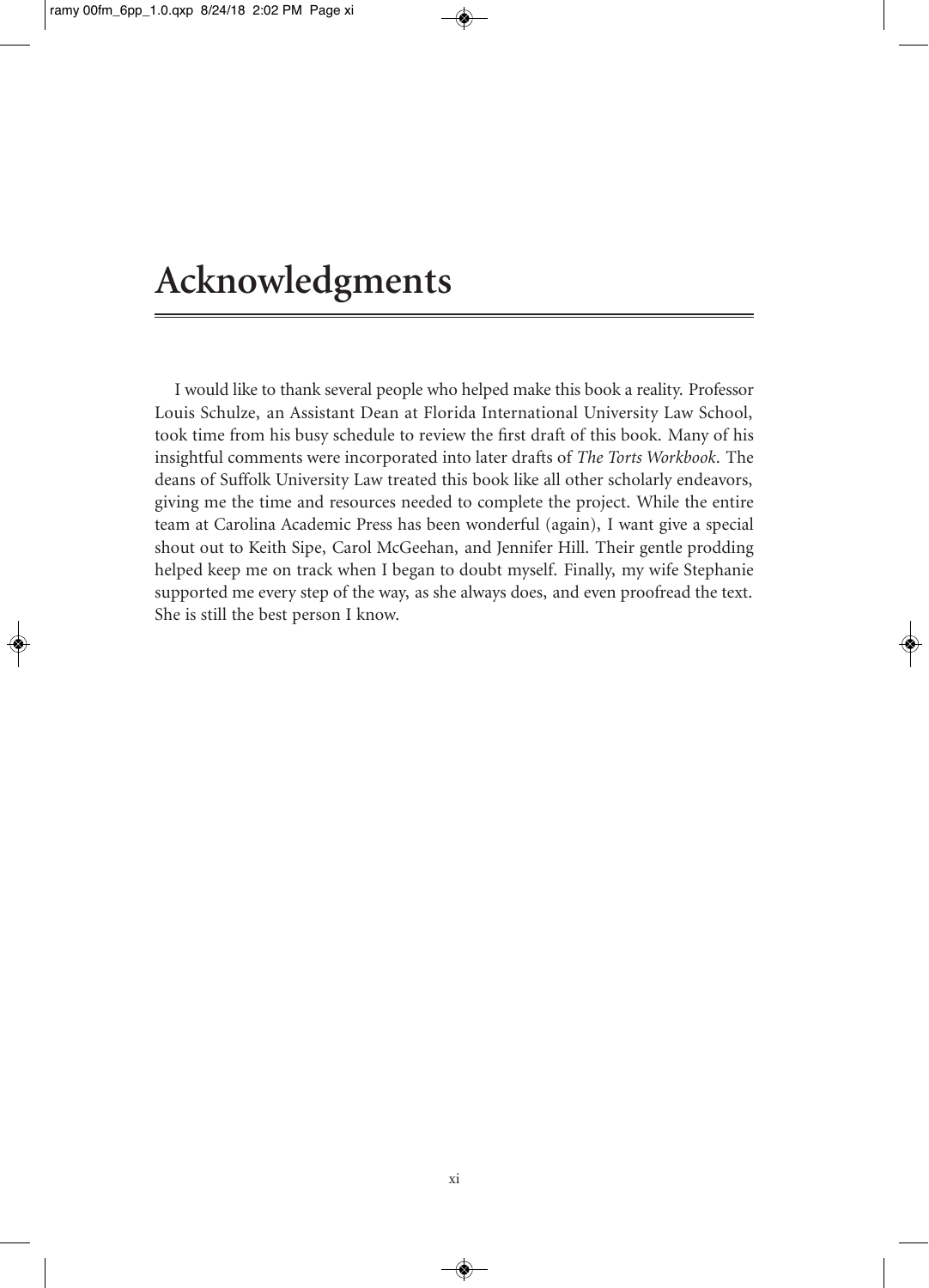# Acknowledgments

I would like to thank several people who helped make this book a reality. Professor Louis Schulze, an Assistant Dean at Florida International University Law School, took time from his busy schedule to review the first draft of this book. Many of his insightful comments were incorporated into later drafts of *The Torts Workbook*. The deans of Suffolk University Law treated this book like all other scholarly endeavors, giving me the time and resources needed to complete the project. While the entire team at Carolina Academic Press has been wonderful (again), I want give a special shout out to Keith Sipe, Carol McGeehan, and Jennifer Hill. Their gentle prodding helped keep me on track when I began to doubt myself. Finally, my wife Stephanie supported me every step of the way, as she always does, and even proofread the text. She is still the best person I know.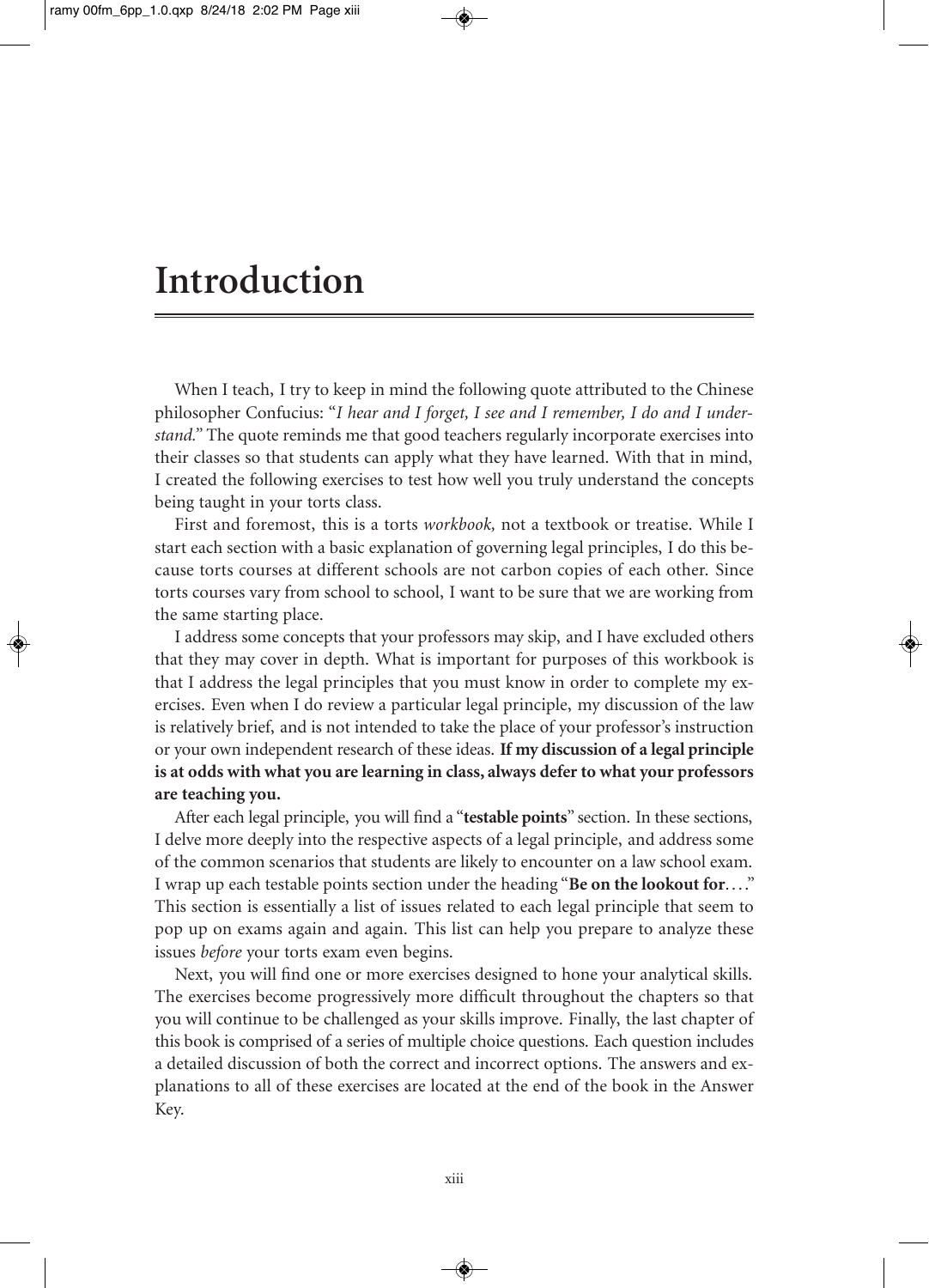# Introduction

When I teach, I try to keep in mind the following quote attributed to the Chinese philosopher Confucius: "*I hear and I forget, I see and I remember, I do and I understand.*" The quote reminds me that good teachers regularly incorporate exercises into their classes so that students can apply what they have learned. With that in mind, I created the following exercises to test how well you truly understand the concepts being taught in your torts class.

First and foremost, this is a torts *workbook,* not a textbook or treatise. While I start each section with a basic explanation of governing legal principles, I do this because torts courses at different schools are not carbon copies of each other. Since torts courses vary from school to school, I want to be sure that we are working from the same starting place.

I address some concepts that your professors may skip, and I have excluded others that they may cover in depth. What is important for purposes of this workbook is that I address the legal principles that you must know in order to complete my exercises. Even when I do review a particular legal principle, my discussion of the law is relatively brief, and is not intended to take the place of your professor's instruction or your own independent research of these ideas. **If my discussion of a legal principle is at odds with what you are learning in class, always defer to what your professors are teaching you.**

After each legal principle, you will find a "**testable points**" section. In these sections, I delve more deeply into the respective aspects of a legal principle, and address some of the common scenarios that students are likely to encounter on a law school exam. I wrap up each testable points section under the heading "**Be on the lookout for**...." This section is essentially a list of issues related to each legal principle that seem to pop up on exams again and again. This list can help you prepare to analyze these issues *before* your torts exam even begins.

Next, you will find one or more exercises designed to hone your analytical skills. The exercises become progressively more difficult throughout the chapters so that you will continue to be challenged as your skills improve. Finally, the last chapter of this book is comprised of a series of multiple choice questions. Each question includes a detailed discussion of both the correct and incorrect options. The answers and explanations to all of these exercises are located at the end of the book in the Answer Key.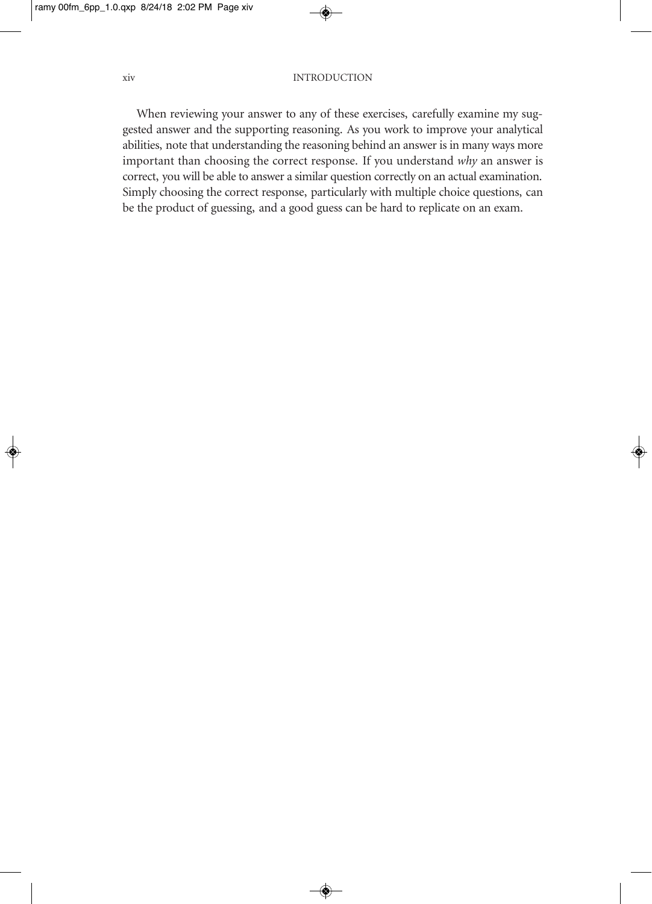When reviewing your answer to any of these exercises, carefully examine my suggested answer and the supporting reasoning. As you work to improve your analytical abilities, note that understanding the reasoning behind an answer is in many ways more important than choosing the correct response. If you understand *why* an answer is correct, you will be able to answer a similar question correctly on an actual examination. Simply choosing the correct response, particularly with multiple choice questions, can be the product of guessing, and a good guess can be hard to replicate on an exam.